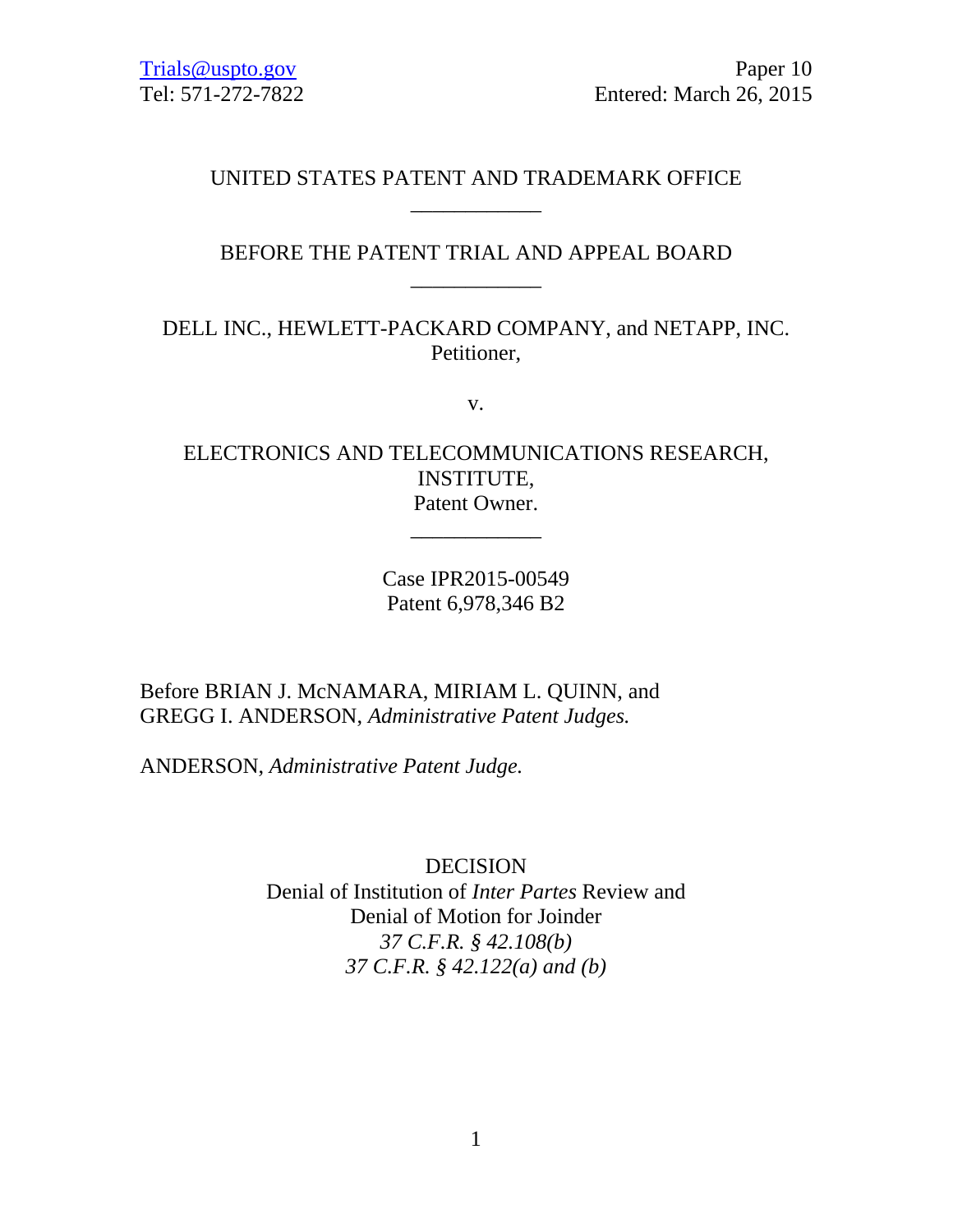Trials@uspto.gov
Tel: 571-272-7822

Paper 10
Entered: March 26, 2015

UNITED STATES PATENT AND TRADEMARK OFFICE

____________

BEFORE THE PATENT TRIAL AND APPEAL BOARD

____________

DELL INC., HEWLETT-PACKARD COMPANY, and NETAPP, INC.
Petitioner,

v.

ELECTRONICS AND TELECOMMUNICATIONS RESEARCH, INSTITUTE,
Patent Owner.

____________

Case IPR2015-00549
Patent 6,978,346 B2

Before BRIAN J. McNAMARA, MIRIAM L. QUINN, and GREGG I. ANDERSON, *Administrative Patent Judges.*

ANDERSON, *Administrative Patent Judge.*

DECISION
Denial of Institution of *Inter Partes* Review and
Denial of Motion for Joinder
*37 C.F.R. § 42.108(b)*
*37 C.F.R. § 42.122(a) and (b)*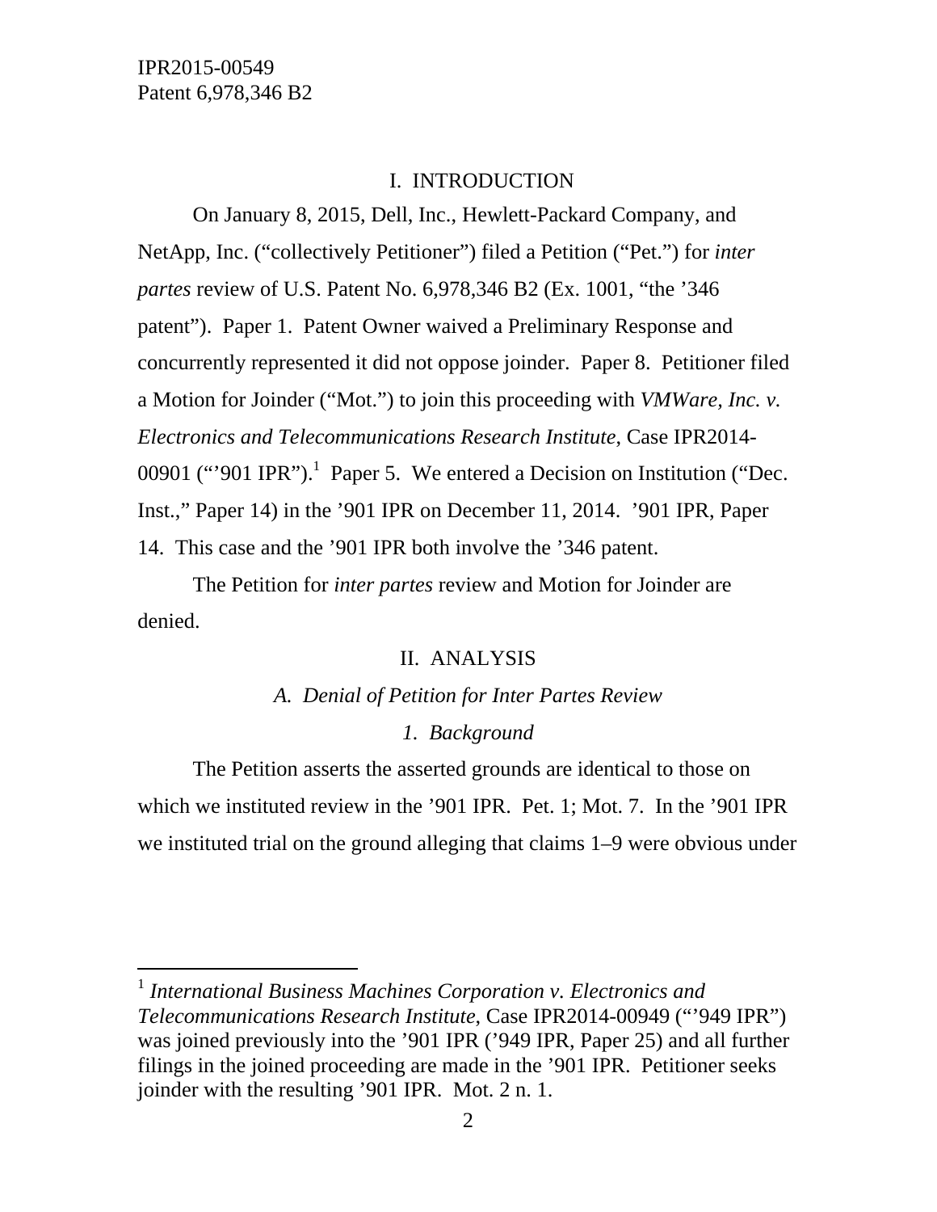## I. INTRODUCTION

On January 8, 2015, Dell, Inc., Hewlett-Packard Company, and NetApp, Inc. ("collectively Petitioner") filed a Petition ("Pet.") for *inter partes* review of U.S. Patent No. 6,978,346 B2 (Ex. 1001, "the '346 patent"). Paper 1. Patent Owner waived a Preliminary Response and concurrently represented it did not oppose joinder. Paper 8. Petitioner filed a Motion for Joinder ("Mot.") to join this proceeding with *VMWare, Inc. v. Electronics and Telecommunications Research Institute*, Case IPR2014-00901 ("'901 IPR").[1] Paper 5. We entered a Decision on Institution ("Dec. Inst.," Paper 14) in the '901 IPR on December 11, 2014. '901 IPR, Paper 14. This case and the '901 IPR both involve the '346 patent.

The Petition for *inter partes* review and Motion for Joinder are denied.

## II. ANALYSIS

### *A. Denial of Petition for Inter Partes Review*

#### *1. Background*

The Petition asserts the asserted grounds are identical to those on which we instituted review in the '901 IPR. Pet. 1; Mot. 7. In the '901 IPR we instituted trial on the ground alleging that claims 1–9 were obvious under

---

[1] *International Business Machines Corporation v. Electronics and Telecommunications Research Institute*, Case IPR2014-00949 ("'949 IPR") was joined previously into the '901 IPR ('949 IPR, Paper 25) and all further filings in the joined proceeding are made in the '901 IPR. Petitioner seeks joinder with the resulting '901 IPR. Mot. 2 n. 1.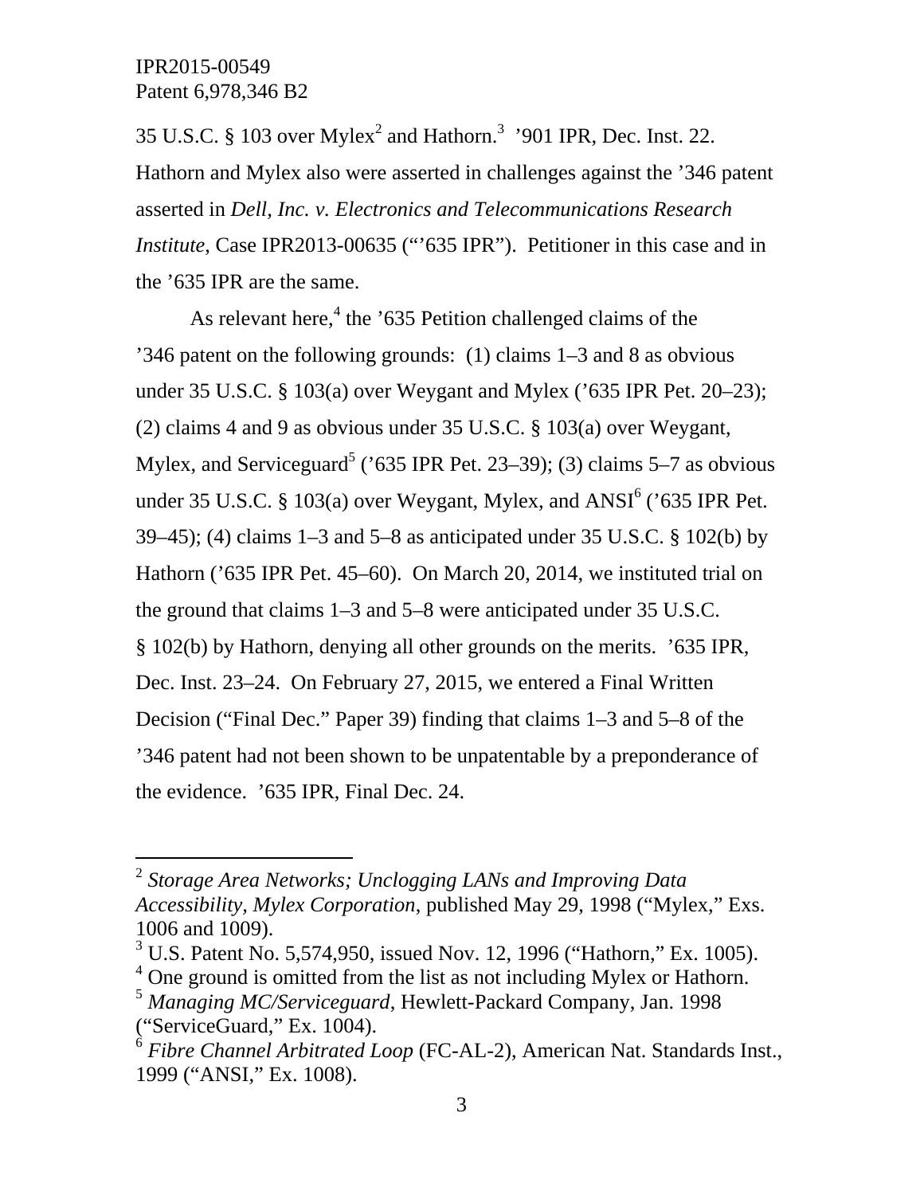35 U.S.C. § 103 over Mylex[2] and Hathorn.[3] '901 IPR, Dec. Inst. 22. Hathorn and Mylex also were asserted in challenges against the '346 patent asserted in *Dell, Inc. v. Electronics and Telecommunications Research Institute*, Case IPR2013-00635 ("'635 IPR"). Petitioner in this case and in the '635 IPR are the same.

As relevant here,[4] the '635 Petition challenged claims of the '346 patent on the following grounds: (1) claims 1–3 and 8 as obvious under 35 U.S.C. § 103(a) over Weygant and Mylex ('635 IPR Pet. 20–23); (2) claims 4 and 9 as obvious under 35 U.S.C. § 103(a) over Weygant, Mylex, and Serviceguard[5] ('635 IPR Pet. 23–39); (3) claims 5–7 as obvious under 35 U.S.C. § 103(a) over Weygant, Mylex, and ANSI[6] ('635 IPR Pet. 39–45); (4) claims 1–3 and 5–8 as anticipated under 35 U.S.C. § 102(b) by Hathorn ('635 IPR Pet. 45–60). On March 20, 2014, we instituted trial on the ground that claims 1–3 and 5–8 were anticipated under 35 U.S.C. § 102(b) by Hathorn, denying all other grounds on the merits. '635 IPR, Dec. Inst. 23–24. On February 27, 2015, we entered a Final Written Decision ("Final Dec." Paper 39) finding that claims 1–3 and 5–8 of the '346 patent had not been shown to be unpatentable by a preponderance of the evidence. '635 IPR, Final Dec. 24.

---

[2] *Storage Area Networks; Unclogging LANs and Improving Data Accessibility, Mylex Corporation*, published May 29, 1998 ("Mylex," Exs. 1006 and 1009).

[3] U.S. Patent No. 5,574,950, issued Nov. 12, 1996 ("Hathorn," Ex. 1005).

[4] One ground is omitted from the list as not including Mylex or Hathorn.

[5] *Managing MC/Serviceguard*, Hewlett-Packard Company, Jan. 1998 ("ServiceGuard," Ex. 1004).

[6] *Fibre Channel Arbitrated Loop* (FC-AL-2), American Nat. Standards Inst., 1999 ("ANSI," Ex. 1008).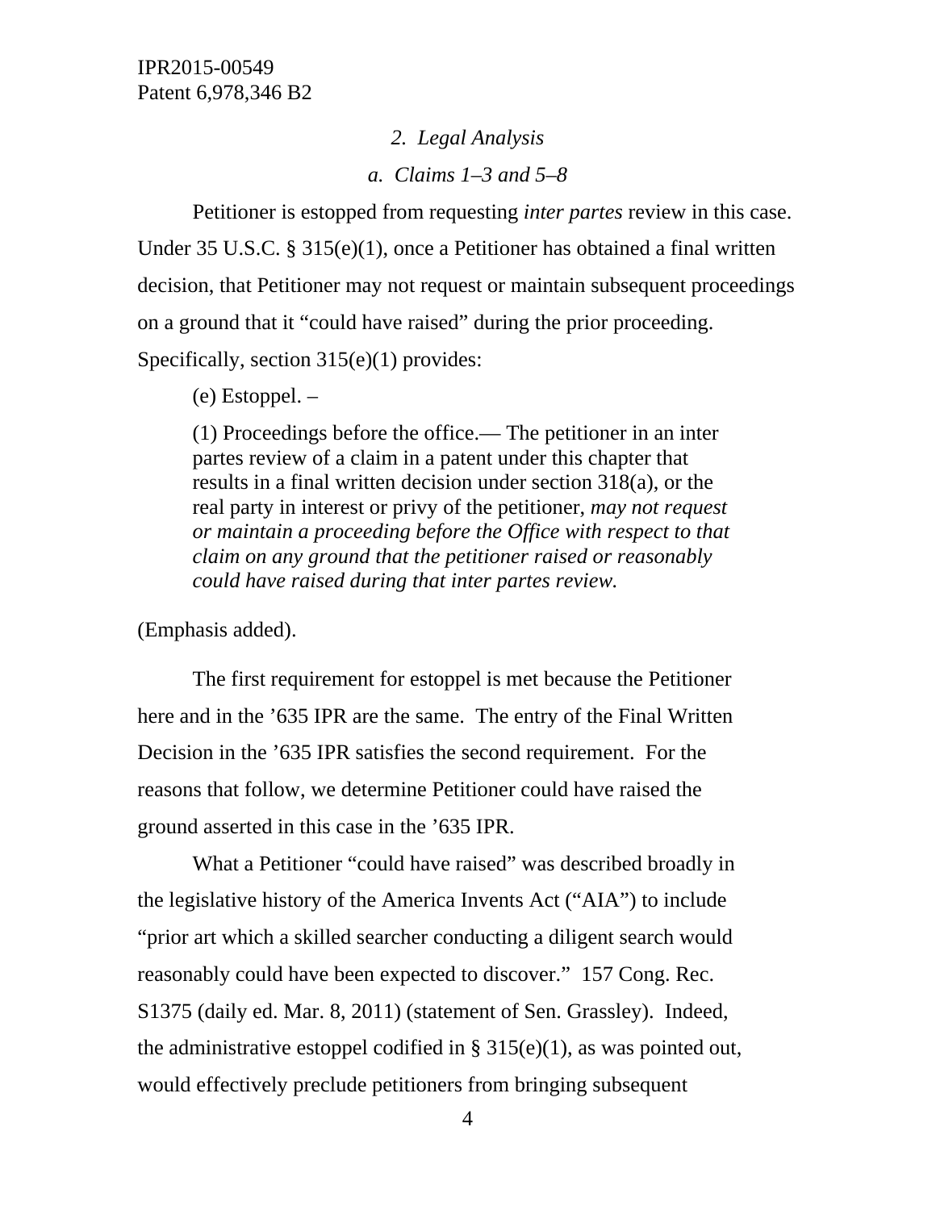*2. Legal Analysis*

*a. Claims 1–3 and 5–8*

Petitioner is estopped from requesting *inter partes* review in this case. Under 35 U.S.C. § 315(e)(1), once a Petitioner has obtained a final written decision, that Petitioner may not request or maintain subsequent proceedings on a ground that it "could have raised" during the prior proceeding. Specifically, section 315(e)(1) provides:

> (e) Estoppel. –
>
> (1) Proceedings before the office.— The petitioner in an inter partes review of a claim in a patent under this chapter that results in a final written decision under section 318(a), or the real party in interest or privy of the petitioner, *may not request or maintain a proceeding before the Office with respect to that claim on any ground that the petitioner raised or reasonably could have raised during that inter partes review.*

(Emphasis added).

The first requirement for estoppel is met because the Petitioner here and in the '635 IPR are the same. The entry of the Final Written Decision in the '635 IPR satisfies the second requirement. For the reasons that follow, we determine Petitioner could have raised the ground asserted in this case in the '635 IPR.

What a Petitioner "could have raised" was described broadly in the legislative history of the America Invents Act ("AIA") to include "prior art which a skilled searcher conducting a diligent search would reasonably could have been expected to discover." 157 Cong. Rec. S1375 (daily ed. Mar. 8, 2011) (statement of Sen. Grassley). Indeed, the administrative estoppel codified in § 315(e)(1), as was pointed out, would effectively preclude petitioners from bringing subsequent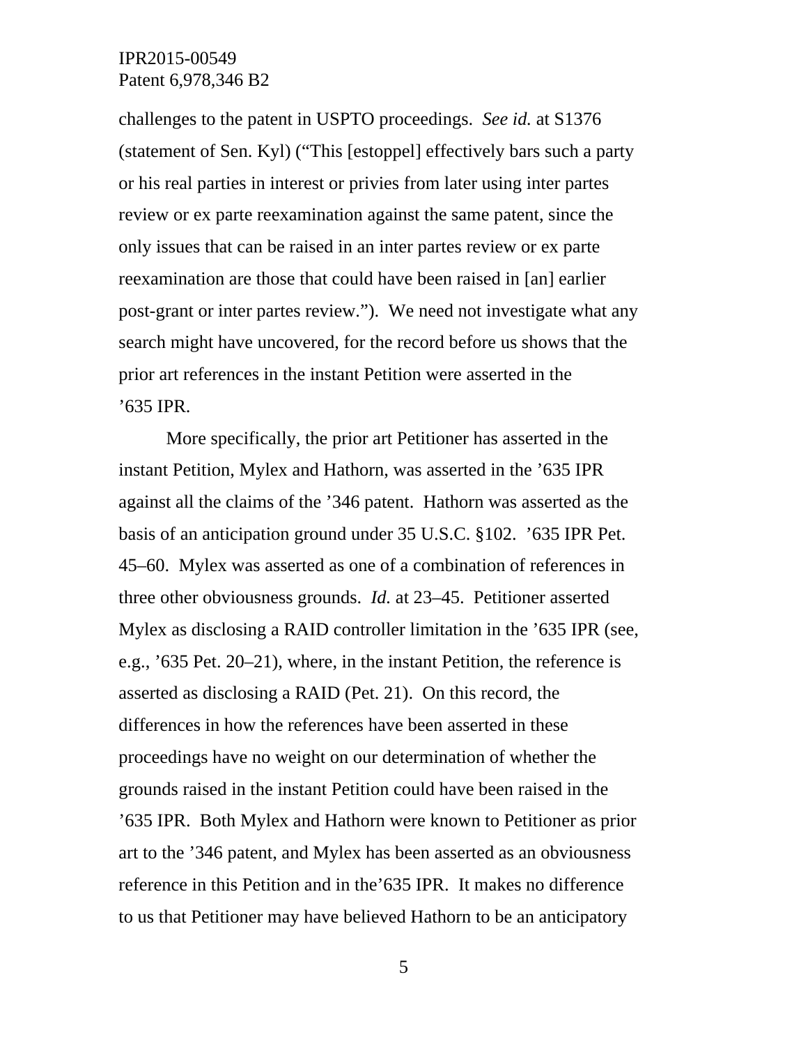challenges to the patent in USPTO proceedings. *See id.* at S1376 (statement of Sen. Kyl) ("This [estoppel] effectively bars such a party or his real parties in interest or privies from later using inter partes review or ex parte reexamination against the same patent, since the only issues that can be raised in an inter partes review or ex parte reexamination are those that could have been raised in [an] earlier post-grant or inter partes review."). We need not investigate what any search might have uncovered, for the record before us shows that the prior art references in the instant Petition were asserted in the '635 IPR.

More specifically, the prior art Petitioner has asserted in the instant Petition, Mylex and Hathorn, was asserted in the '635 IPR against all the claims of the '346 patent. Hathorn was asserted as the basis of an anticipation ground under 35 U.S.C. §102. '635 IPR Pet. 45–60. Mylex was asserted as one of a combination of references in three other obviousness grounds. *Id.* at 23–45. Petitioner asserted Mylex as disclosing a RAID controller limitation in the '635 IPR (see, e.g., '635 Pet. 20–21), where, in the instant Petition, the reference is asserted as disclosing a RAID (Pet. 21). On this record, the differences in how the references have been asserted in these proceedings have no weight on our determination of whether the grounds raised in the instant Petition could have been raised in the '635 IPR. Both Mylex and Hathorn were known to Petitioner as prior art to the '346 patent, and Mylex has been asserted as an obviousness reference in this Petition and in the'635 IPR. It makes no difference to us that Petitioner may have believed Hathorn to be an anticipatory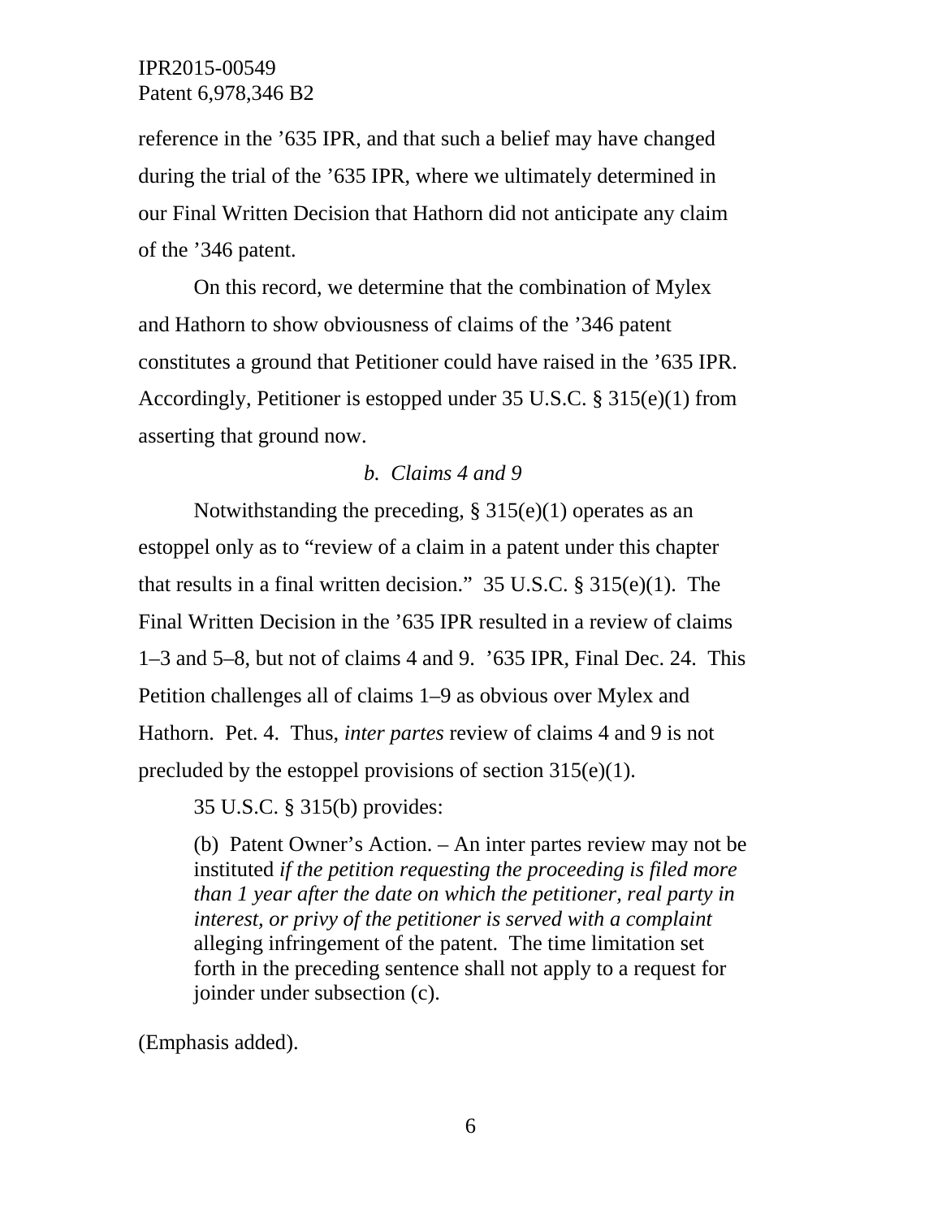reference in the ’635 IPR, and that such a belief may have changed during the trial of the ’635 IPR, where we ultimately determined in our Final Written Decision that Hathorn did not anticipate any claim of the ’346 patent.

On this record, we determine that the combination of Mylex and Hathorn to show obviousness of claims of the ’346 patent constitutes a ground that Petitioner could have raised in the ’635 IPR. Accordingly, Petitioner is estopped under 35 U.S.C. § 315(e)(1) from asserting that ground now.

*b. Claims 4 and 9*

Notwithstanding the preceding, § 315(e)(1) operates as an estoppel only as to “review of a claim in a patent under this chapter that results in a final written decision.” 35 U.S.C. § 315(e)(1). The Final Written Decision in the ’635 IPR resulted in a review of claims 1–3 and 5–8, but not of claims 4 and 9. ’635 IPR, Final Dec. 24. This Petition challenges all of claims 1–9 as obvious over Mylex and Hathorn. Pet. 4. Thus, *inter partes* review of claims 4 and 9 is not precluded by the estoppel provisions of section 315(e)(1).

35 U.S.C. § 315(b) provides:

> (b) Patent Owner’s Action. – An inter partes review may not be instituted *if the petition requesting the proceeding is filed more than 1 year after the date on which the petitioner, real party in interest, or privy of the petitioner is served with a complaint* alleging infringement of the patent. The time limitation set forth in the preceding sentence shall not apply to a request for joinder under subsection (c).

(Emphasis added).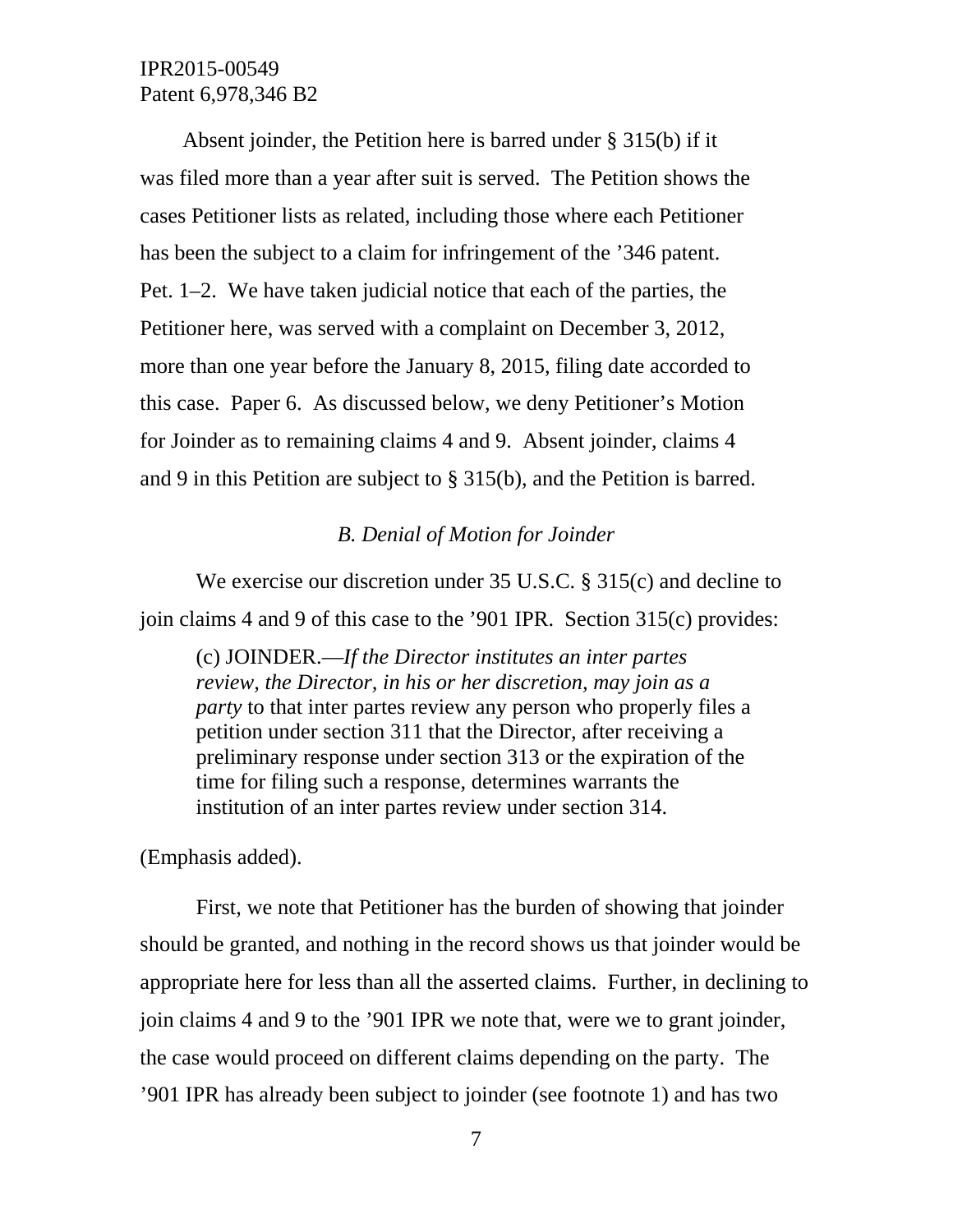Absent joinder, the Petition here is barred under § 315(b) if it was filed more than a year after suit is served. The Petition shows the cases Petitioner lists as related, including those where each Petitioner has been the subject to a claim for infringement of the ’346 patent. Pet. 1–2. We have taken judicial notice that each of the parties, the Petitioner here, was served with a complaint on December 3, 2012, more than one year before the January 8, 2015, filing date accorded to this case. Paper 6. As discussed below, we deny Petitioner’s Motion for Joinder as to remaining claims 4 and 9. Absent joinder, claims 4 and 9 in this Petition are subject to § 315(b), and the Petition is barred.

### *B. Denial of Motion for Joinder*

We exercise our discretion under 35 U.S.C. § 315(c) and decline to join claims 4 and 9 of this case to the ’901 IPR. Section 315(c) provides:

> (c) JOINDER.—*If the Director institutes an inter partes review, the Director, in his or her discretion, may join as a party* to that inter partes review any person who properly files a petition under section 311 that the Director, after receiving a preliminary response under section 313 or the expiration of the time for filing such a response, determines warrants the institution of an inter partes review under section 314.

(Emphasis added).

First, we note that Petitioner has the burden of showing that joinder should be granted, and nothing in the record shows us that joinder would be appropriate here for less than all the asserted claims. Further, in declining to join claims 4 and 9 to the ’901 IPR we note that, were we to grant joinder, the case would proceed on different claims depending on the party. The ’901 IPR has already been subject to joinder (see footnote 1) and has two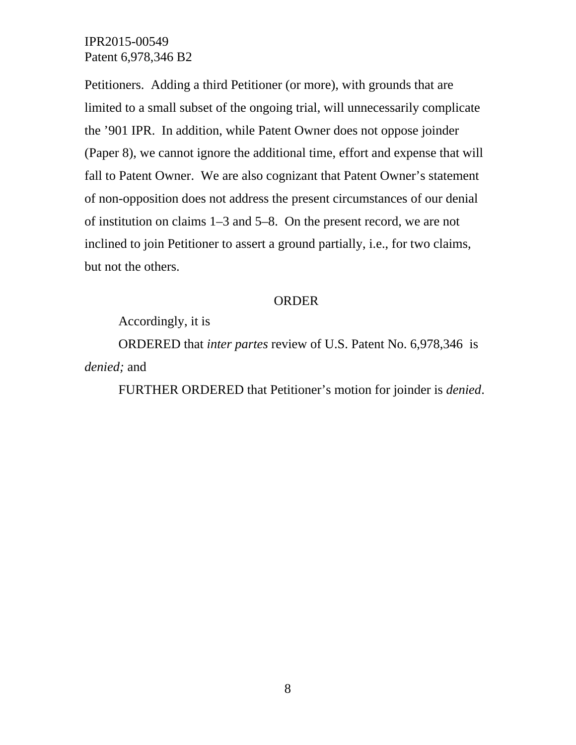Petitioners. Adding a third Petitioner (or more), with grounds that are limited to a small subset of the ongoing trial, will unnecessarily complicate the ’901 IPR. In addition, while Patent Owner does not oppose joinder (Paper 8), we cannot ignore the additional time, effort and expense that will fall to Patent Owner. We are also cognizant that Patent Owner’s statement of non-opposition does not address the present circumstances of our denial of institution on claims 1–3 and 5–8. On the present record, we are not inclined to join Petitioner to assert a ground partially, i.e., for two claims, but not the others.

## ORDER

Accordingly, it is

ORDERED that *inter partes* review of U.S. Patent No. 6,978,346 is *denied;* and

FURTHER ORDERED that Petitioner’s motion for joinder is *denied*.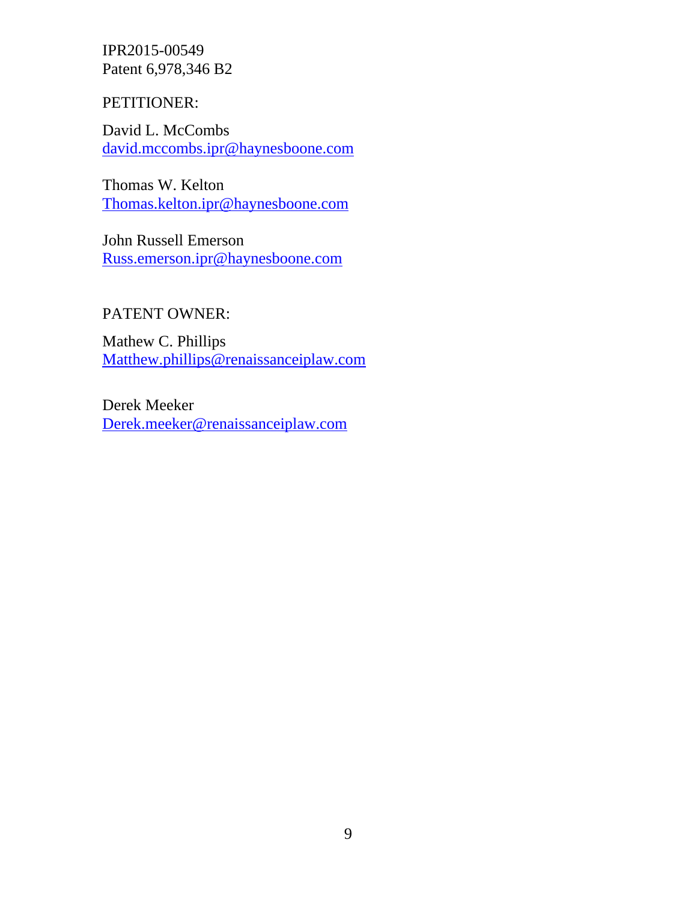IPR2015-00549
Patent 6,978,346 B2

PETITIONER:

David L. McCombs
david.mccombs.ipr@haynesboone.com

Thomas W. Kelton
Thomas.kelton.ipr@haynesboone.com

John Russell Emerson
Russ.emerson.ipr@haynesboone.com

PATENT OWNER:

Mathew C. Phillips
Matthew.phillips@renaissanceiplaw.com

Derek Meeker
Derek.meeker@renaissanceiplaw.com